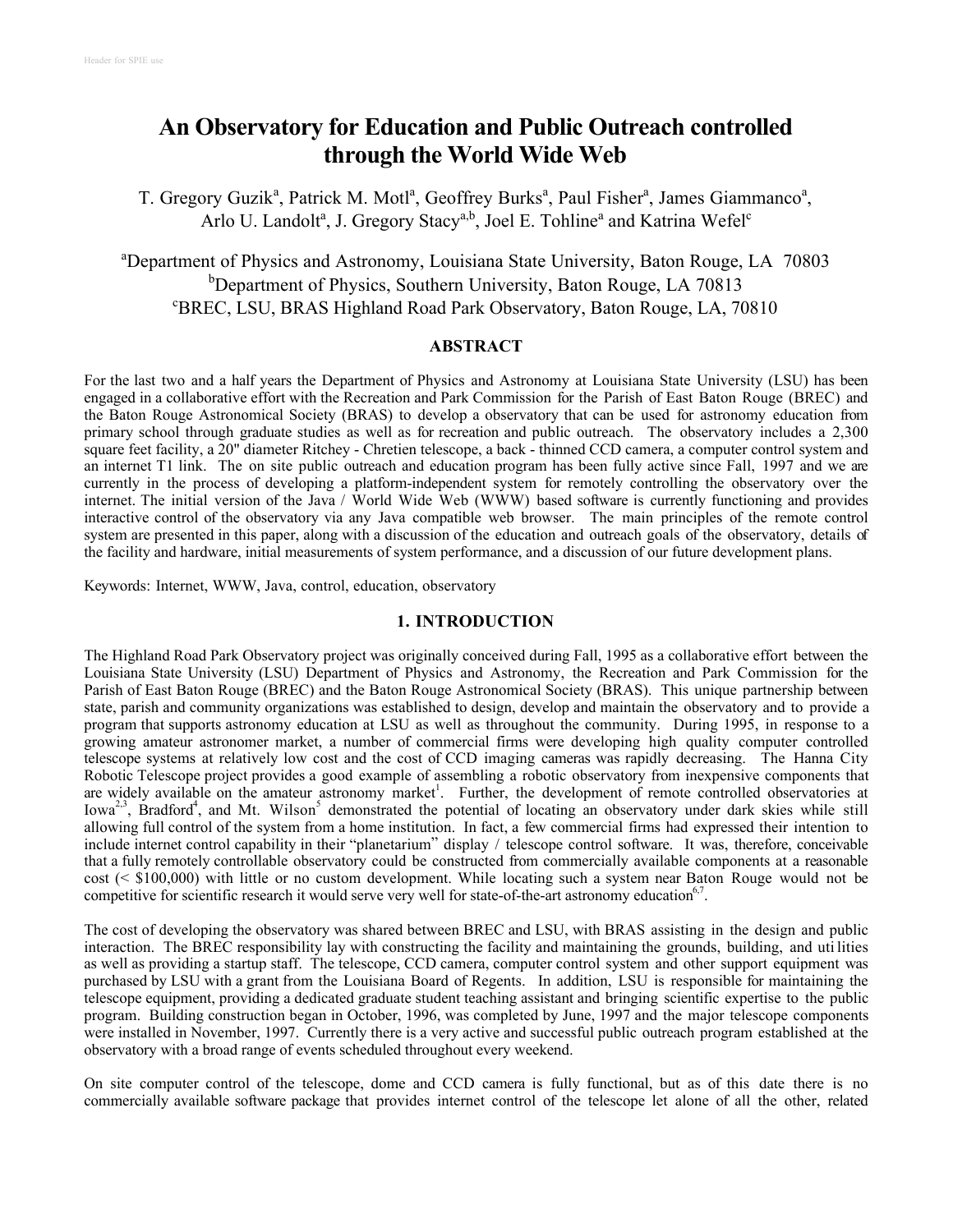# An Observatory for Education and Public Outreach controlled through the World Wide Web

T. Gregory Guzik[a], Patrick M. Motl[a], Geoffrey Burks[a], Paul Fisher[a], James Giammanco[a], Arlo U. Landolt[a], J. Gregory Stacy[a,b], Joel E. Tohline[a] and Katrina Wefel[c]

[a]Department of Physics and Astronomy, Louisiana State University, Baton Rouge, LA 70803
[b]Department of Physics, Southern University, Baton Rouge, LA 70813
[c]BREC, LSU, BRAS Highland Road Park Observatory, Baton Rouge, LA, 70810

## ABSTRACT

For the last two and a half years the Department of Physics and Astronomy at Louisiana State University (LSU) has been engaged in a collaborative effort with the Recreation and Park Commission for the Parish of East Baton Rouge (BREC) and the Baton Rouge Astronomical Society (BRAS) to develop a observatory that can be used for astronomy education from primary school through graduate studies as well as for recreation and public outreach. The observatory includes a 2,300 square feet facility, a 20" diameter Ritchey - Chretien telescope, a back - thinned CCD camera, a computer control system and an internet T1 link. The on site public outreach and education program has been fully active since Fall, 1997 and we are currently in the process of developing a platform-independent system for remotely controlling the observatory over the internet. The initial version of the Java / World Wide Web (WWW) based software is currently functioning and provides interactive control of the observatory via any Java compatible web browser. The main principles of the remote control system are presented in this paper, along with a discussion of the education and outreach goals of the observatory, details of the facility and hardware, initial measurements of system performance, and a discussion of our future development plans.

Keywords: Internet, WWW, Java, control, education, observatory

## 1. INTRODUCTION

The Highland Road Park Observatory project was originally conceived during Fall, 1995 as a collaborative effort between the Louisiana State University (LSU) Department of Physics and Astronomy, the Recreation and Park Commission for the Parish of East Baton Rouge (BREC) and the Baton Rouge Astronomical Society (BRAS). This unique partnership between state, parish and community organizations was established to design, develop and maintain the observatory and to provide a program that supports astronomy education at LSU as well as throughout the community. During 1995, in response to a growing amateur astronomer market, a number of commercial firms were developing high quality computer controlled telescope systems at relatively low cost and the cost of CCD imaging cameras was rapidly decreasing. The Hanna City Robotic Telescope project provides a good example of assembling a robotic observatory from inexpensive components that are widely available on the amateur astronomy market[1]. Further, the development of remote controlled observatories at Iowa[2,3], Bradford[4], and Mt. Wilson[5] demonstrated the potential of locating an observatory under dark skies while still allowing full control of the system from a home institution. In fact, a few commercial firms had expressed their intention to include internet control capability in their "planetarium" display / telescope control software. It was, therefore, conceivable that a fully remotely controllable observatory could be constructed from commercially available components at a reasonable cost (< $100,000) with little or no custom development. While locating such a system near Baton Rouge would not be competitive for scientific research it would serve very well for state-of-the-art astronomy education[6,7].

The cost of developing the observatory was shared between BREC and LSU, with BRAS assisting in the design and public interaction. The BREC responsibility lay with constructing the facility and maintaining the grounds, building, and utilities as well as providing a startup staff. The telescope, CCD camera, computer control system and other support equipment was purchased by LSU with a grant from the Louisiana Board of Regents. In addition, LSU is responsible for maintaining the telescope equipment, providing a dedicated graduate student teaching assistant and bringing scientific expertise to the public program. Building construction began in October, 1996, was completed by June, 1997 and the major telescope components were installed in November, 1997. Currently there is a very active and successful public outreach program established at the observatory with a broad range of events scheduled throughout every weekend.

On site computer control of the telescope, dome and CCD camera is fully functional, but as of this date there is no commercially available software package that provides internet control of the telescope let alone of all the other, related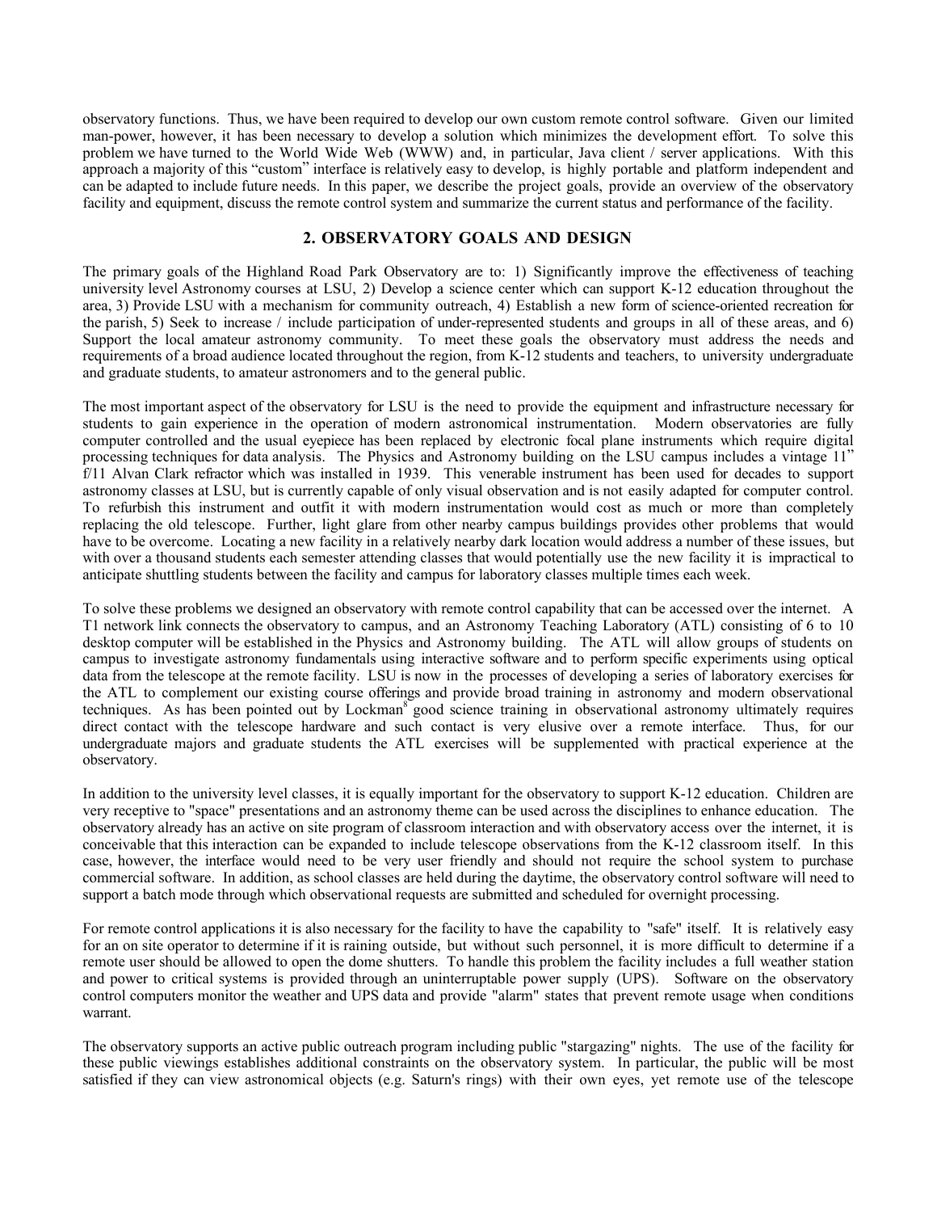observatory functions. Thus, we have been required to develop our own custom remote control software. Given our limited man-power, however, it has been necessary to develop a solution which minimizes the development effort. To solve this problem we have turned to the World Wide Web (WWW) and, in particular, Java client / server applications. With this approach a majority of this "custom" interface is relatively easy to develop, is highly portable and platform independent and can be adapted to include future needs. In this paper, we describe the project goals, provide an overview of the observatory facility and equipment, discuss the remote control system and summarize the current status and performance of the facility.

## 2. OBSERVATORY GOALS AND DESIGN

The primary goals of the Highland Road Park Observatory are to: 1) Significantly improve the effectiveness of teaching university level Astronomy courses at LSU, 2) Develop a science center which can support K-12 education throughout the area, 3) Provide LSU with a mechanism for community outreach, 4) Establish a new form of science-oriented recreation for the parish, 5) Seek to increase / include participation of under-represented students and groups in all of these areas, and 6) Support the local amateur astronomy community. To meet these goals the observatory must address the needs and requirements of a broad audience located throughout the region, from K-12 students and teachers, to university undergraduate and graduate students, to amateur astronomers and to the general public.

The most important aspect of the observatory for LSU is the need to provide the equipment and infrastructure necessary for students to gain experience in the operation of modern astronomical instrumentation. Modern observatories are fully computer controlled and the usual eyepiece has been replaced by electronic focal plane instruments which require digital processing techniques for data analysis. The Physics and Astronomy building on the LSU campus includes a vintage 11" f/11 Alvan Clark refractor which was installed in 1939. This venerable instrument has been used for decades to support astronomy classes at LSU, but is currently capable of only visual observation and is not easily adapted for computer control. To refurbish this instrument and outfit it with modern instrumentation would cost as much or more than completely replacing the old telescope. Further, light glare from other nearby campus buildings provides other problems that would have to be overcome. Locating a new facility in a relatively nearby dark location would address a number of these issues, but with over a thousand students each semester attending classes that would potentially use the new facility it is impractical to anticipate shuttling students between the facility and campus for laboratory classes multiple times each week.

To solve these problems we designed an observatory with remote control capability that can be accessed over the internet. A T1 network link connects the observatory to campus, and an Astronomy Teaching Laboratory (ATL) consisting of 6 to 10 desktop computer will be established in the Physics and Astronomy building. The ATL will allow groups of students on campus to investigate astronomy fundamentals using interactive software and to perform specific experiments using optical data from the telescope at the remote facility. LSU is now in the processes of developing a series of laboratory exercises for the ATL to complement our existing course offerings and provide broad training in astronomy and modern observational techniques. As has been pointed out by Lockman[8] good science training in observational astronomy ultimately requires direct contact with the telescope hardware and such contact is very elusive over a remote interface. Thus, for our undergraduate majors and graduate students the ATL exercises will be supplemented with practical experience at the observatory.

In addition to the university level classes, it is equally important for the observatory to support K-12 education. Children are very receptive to "space" presentations and an astronomy theme can be used across the disciplines to enhance education. The observatory already has an active on site program of classroom interaction and with observatory access over the internet, it is conceivable that this interaction can be expanded to include telescope observations from the K-12 classroom itself. In this case, however, the interface would need to be very user friendly and should not require the school system to purchase commercial software. In addition, as school classes are held during the daytime, the observatory control software will need to support a batch mode through which observational requests are submitted and scheduled for overnight processing.

For remote control applications it is also necessary for the facility to have the capability to "safe" itself. It is relatively easy for an on site operator to determine if it is raining outside, but without such personnel, it is more difficult to determine if a remote user should be allowed to open the dome shutters. To handle this problem the facility includes a full weather station and power to critical systems is provided through an uninterruptable power supply (UPS). Software on the observatory control computers monitor the weather and UPS data and provide "alarm" states that prevent remote usage when conditions warrant.

The observatory supports an active public outreach program including public "stargazing" nights. The use of the facility for these public viewings establishes additional constraints on the observatory system. In particular, the public will be most satisfied if they can view astronomical objects (e.g. Saturn's rings) with their own eyes, yet remote use of the telescope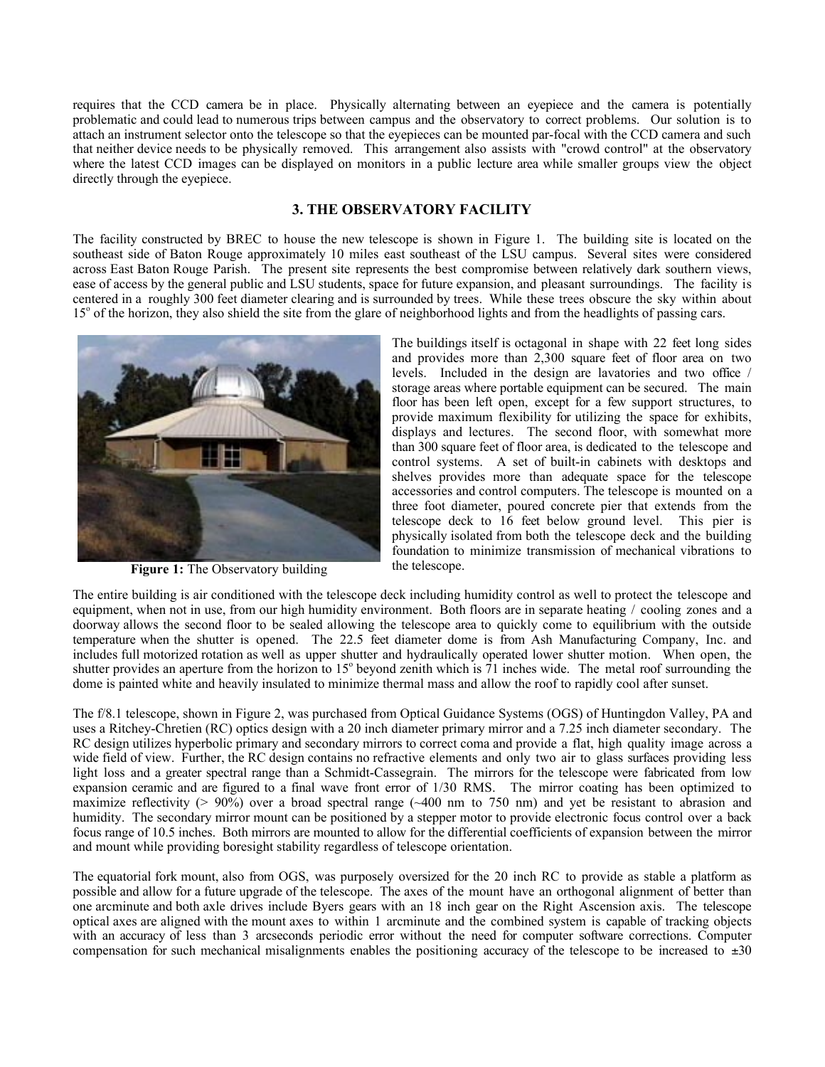requires that the CCD camera be in place. Physically alternating between an eyepiece and the camera is potentially problematic and could lead to numerous trips between campus and the observatory to correct problems. Our solution is to attach an instrument selector onto the telescope so that the eyepieces can be mounted par-focal with the CCD camera and such that neither device needs to be physically removed. This arrangement also assists with "crowd control" at the observatory where the latest CCD images can be displayed on monitors in a public lecture area while smaller groups view the object directly through the eyepiece.

## 3. THE OBSERVATORY FACILITY

The facility constructed by BREC to house the new telescope is shown in Figure 1. The building site is located on the southeast side of Baton Rouge approximately 10 miles east southeast of the LSU campus. Several sites were considered across East Baton Rouge Parish. The present site represents the best compromise between relatively dark southern views, ease of access by the general public and LSU students, space for future expansion, and pleasant surroundings. The facility is centered in a roughly 300 feet diameter clearing and is surrounded by trees. While these trees obscure the sky within about 15° of the horizon, they also shield the site from the glare of neighborhood lights and from the headlights of passing cars.

**Figure 1:** The Observatory building

The buildings itself is octagonal in shape with 22 feet long sides and provides more than 2,300 square feet of floor area on two levels. Included in the design are lavatories and two office / storage areas where portable equipment can be secured. The main floor has been left open, except for a few support structures, to provide maximum flexibility for utilizing the space for exhibits, displays and lectures. The second floor, with somewhat more than 300 square feet of floor area, is dedicated to the telescope and control systems. A set of built-in cabinets with desktops and shelves provides more than adequate space for the telescope accessories and control computers. The telescope is mounted on a three foot diameter, poured concrete pier that extends from the telescope deck to 16 feet below ground level. This pier is physically isolated from both the telescope deck and the building foundation to minimize transmission of mechanical vibrations to the telescope.

The entire building is air conditioned with the telescope deck including humidity control as well to protect the telescope and equipment, when not in use, from our high humidity environment. Both floors are in separate heating / cooling zones and a doorway allows the second floor to be sealed allowing the telescope area to quickly come to equilibrium with the outside temperature when the shutter is opened. The 22.5 feet diameter dome is from Ash Manufacturing Company, Inc. and includes full motorized rotation as well as upper shutter and hydraulically operated lower shutter motion. When open, the shutter provides an aperture from the horizon to 15° beyond zenith which is 71 inches wide. The metal roof surrounding the dome is painted white and heavily insulated to minimize thermal mass and allow the roof to rapidly cool after sunset.

The f/8.1 telescope, shown in Figure 2, was purchased from Optical Guidance Systems (OGS) of Huntingdon Valley, PA and uses a Ritchey-Chretien (RC) optics design with a 20 inch diameter primary mirror and a 7.25 inch diameter secondary. The RC design utilizes hyperbolic primary and secondary mirrors to correct coma and provide a flat, high quality image across a wide field of view. Further, the RC design contains no refractive elements and only two air to glass surfaces providing less light loss and a greater spectral range than a Schmidt-Cassegrain. The mirrors for the telescope were fabricated from low expansion ceramic and are figured to a final wave front error of 1/30 RMS. The mirror coating has been optimized to maximize reflectivity (> 90%) over a broad spectral range (~400 nm to 750 nm) and yet be resistant to abrasion and humidity. The secondary mirror mount can be positioned by a stepper motor to provide electronic focus control over a back focus range of 10.5 inches. Both mirrors are mounted to allow for the differential coefficients of expansion between the mirror and mount while providing boresight stability regardless of telescope orientation.

The equatorial fork mount, also from OGS, was purposely oversized for the 20 inch RC to provide as stable a platform as possible and allow for a future upgrade of the telescope. The axes of the mount have an orthogonal alignment of better than one arcminute and both axle drives include Byers gears with an 18 inch gear on the Right Ascension axis. The telescope optical axes are aligned with the mount axes to within 1 arcminute and the combined system is capable of tracking objects with an accuracy of less than 3 arcseconds periodic error without the need for computer software corrections. Computer compensation for such mechanical misalignments enables the positioning accuracy of the telescope to be increased to ±30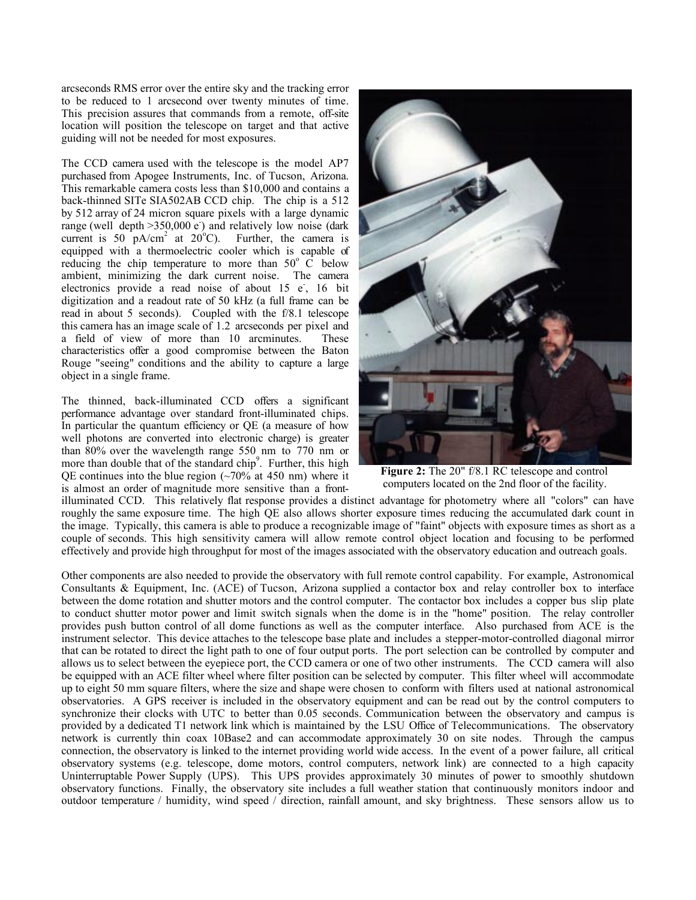arcseconds RMS error over the entire sky and the tracking error to be reduced to 1 arcsecond over twenty minutes of time. This precision assures that commands from a remote, off-site location will position the telescope on target and that active guiding will not be needed for most exposures.

The CCD camera used with the telescope is the model AP7 purchased from Apogee Instruments, Inc. of Tucson, Arizona. This remarkable camera costs less than $10,000 and contains a back-thinned SITe SIA502AB CCD chip. The chip is a 512 by 512 array of 24 micron square pixels with a large dynamic range (well depth >350,000 $e^-$) and relatively low noise (dark current is 50 pA/$cm^2$ at 20$^o$C). Further, the camera is equipped with a thermoelectric cooler which is capable of reducing the chip temperature to more than 50$^o$ C below ambient, minimizing the dark current noise. The camera electronics provide a read noise of about 15 $e^-$, 16 bit digitization and a readout rate of 50 kHz (a full frame can be read in about 5 seconds). Coupled with the f/8.1 telescope this camera has an image scale of 1.2 arcseconds per pixel and a field of view of more than 10 arcminutes. These characteristics offer a good compromise between the Baton Rouge "seeing" conditions and the ability to capture a large object in a single frame.

The thinned, back-illuminated CCD offers a significant performance advantage over standard front-illuminated chips. In particular the quantum efficiency or QE (a measure of how well photons are converted into electronic charge) is greater than 80% over the wavelength range 550 nm to 770 nm or more than double that of the standard chip[9]. Further, this high QE continues into the blue region (~70% at 450 nm) where it is almost an order of magnitude more sensitive than a front-illuminated CCD. This relatively flat response provides a distinct advantage for photometry where all "colors" can have roughly the same exposure time. The high QE also allows shorter exposure times reducing the accumulated dark count in the image. Typically, this camera is able to produce a recognizable image of "faint" objects with exposure times as short as a couple of seconds. This high sensitivity camera will allow remote control object location and focusing to be performed effectively and provide high throughput for most of the images associated with the observatory education and outreach goals.

**Figure 2:** The 20" f/8.1 RC telescope and control computers located on the 2nd floor of the facility.

Other components are also needed to provide the observatory with full remote control capability. For example, Astronomical Consultants & Equipment, Inc. (ACE) of Tucson, Arizona supplied a contactor box and relay controller box to interface between the dome rotation and shutter motors and the control computer. The contactor box includes a copper bus slip plate to conduct shutter motor power and limit switch signals when the dome is in the "home" position. The relay controller provides push button control of all dome functions as well as the computer interface. Also purchased from ACE is the instrument selector. This device attaches to the telescope base plate and includes a stepper-motor-controlled diagonal mirror that can be rotated to direct the light path to one of four output ports. The port selection can be controlled by computer and allows us to select between the eyepiece port, the CCD camera or one of two other instruments. The CCD camera will also be equipped with an ACE filter wheel where filter position can be selected by computer. This filter wheel will accommodate up to eight 50 mm square filters, where the size and shape were chosen to conform with filters used at national astronomical observatories. A GPS receiver is included in the observatory equipment and can be read out by the control computers to synchronize their clocks with UTC to better than 0.05 seconds. Communication between the observatory and campus is provided by a dedicated T1 network link which is maintained by the LSU Office of Telecommunications. The observatory network is currently thin coax 10Base2 and can accommodate approximately 30 on site nodes. Through the campus connection, the observatory is linked to the internet providing world wide access. In the event of a power failure, all critical observatory systems (e.g. telescope, dome motors, control computers, network link) are connected to a high capacity Uninterruptable Power Supply (UPS). This UPS provides approximately 30 minutes of power to smoothly shutdown observatory functions. Finally, the observatory site includes a full weather station that continuously monitors indoor and outdoor temperature / humidity, wind speed / direction, rainfall amount, and sky brightness. These sensors allow us to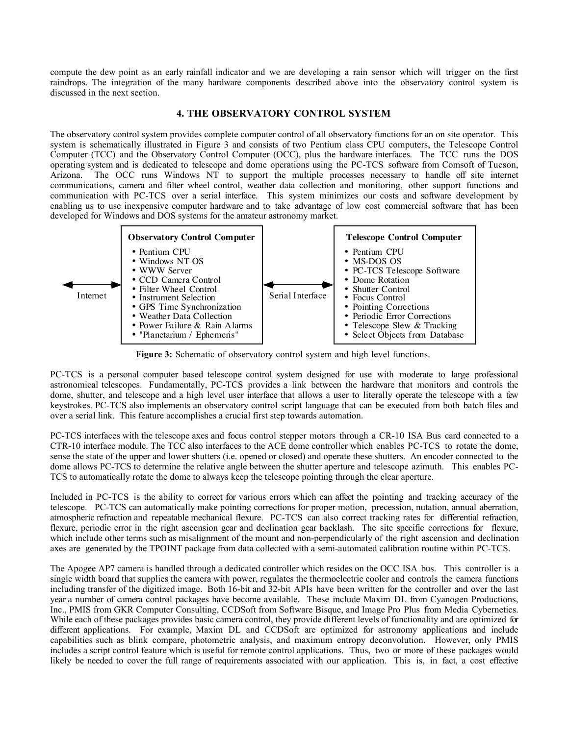compute the dew point as an early rainfall indicator and we are developing a rain sensor which will trigger on the first raindrops. The integration of the many hardware components described above into the observatory control system is discussed in the next section.

## 4. THE OBSERVATORY CONTROL SYSTEM

The observatory control system provides complete computer control of all observatory functions for an on site operator. This system is schematically illustrated in Figure 3 and consists of two Pentium class CPU computers, the Telescope Control Computer (TCC) and the Observatory Control Computer (OCC), plus the hardware interfaces. The TCC runs the DOS operating system and is dedicated to telescope and dome operations using the PC-TCS software from Comsoft of Tucson, Arizona. The OCC runs Windows NT to support the multiple processes necessary to handle off site internet communications, camera and filter wheel control, weather data collection and monitoring, other support functions and communication with PC-TCS over a serial interface. This system minimizes our costs and software development by enabling us to use inexpensive computer hardware and to take advantage of low cost commercial software that has been developed for Windows and DOS systems for the amateur astronomy market.

Internet ⟷ **Observatory Control Computer** ⟷ Serial Interface ⟷ **Telescope Control Computer**

**Observatory Control Computer**
- Pentium CPU
- Windows NT OS
- WWW Server
- CCD Camera Control
- Filter Wheel Control
- Instrument Selection
- GPS Time Synchronization
- Weather Data Collection
- Power Failure & Rain Alarms
- "Planetarium / Ephemeris"

**Telescope Control Computer**
- Pentium CPU
- MS-DOS OS
- PC-TCS Telescope Software
- Dome Rotation
- Shutter Control
- Focus Control
- Pointing Corrections
- Periodic Error Corrections
- Telescope Slew & Tracking
- Select Objects from Database

**Figure 3:** Schematic of observatory control system and high level functions.

PC-TCS is a personal computer based telescope control system designed for use with moderate to large professional astronomical telescopes. Fundamentally, PC-TCS provides a link between the hardware that monitors and controls the dome, shutter, and telescope and a high level user interface that allows a user to literally operate the telescope with a few keystrokes. PC-TCS also implements an observatory control script language that can be executed from both batch files and over a serial link. This feature accomplishes a crucial first step towards automation.

PC-TCS interfaces with the telescope axes and focus control stepper motors through a CR-10 ISA Bus card connected to a CTR-10 interface module. The TCC also interfaces to the ACE dome controller which enables PC-TCS to rotate the dome, sense the state of the upper and lower shutters (i.e. opened or closed) and operate these shutters. An encoder connected to the dome allows PC-TCS to determine the relative angle between the shutter aperture and telescope azimuth. This enables PC-TCS to automatically rotate the dome to always keep the telescope pointing through the clear aperture.

Included in PC-TCS is the ability to correct for various errors which can affect the pointing and tracking accuracy of the telescope. PC-TCS can automatically make pointing corrections for proper motion, precession, nutation, annual aberration, atmospheric refraction and repeatable mechanical flexure. PC-TCS can also correct tracking rates for differential refraction, flexure, periodic error in the right ascension gear and declination gear backlash. The site specific corrections for flexure, which include other terms such as misalignment of the mount and non-perpendicularly of the right ascension and declination axes are generated by the TPOINT package from data collected with a semi-automated calibration routine within PC-TCS.

The Apogee AP7 camera is handled through a dedicated controller which resides on the OCC ISA bus. This controller is a single width board that supplies the camera with power, regulates the thermoelectric cooler and controls the camera functions including transfer of the digitized image. Both 16-bit and 32-bit APIs have been written for the controller and over the last year a number of camera control packages have become available. These include Maxim DL from Cyanogen Productions, Inc., PMIS from GKR Computer Consulting, CCDSoft from Software Bisque, and Image Pro Plus from Media Cybernetics. While each of these packages provides basic camera control, they provide different levels of functionality and are optimized for different applications. For example, Maxim DL and CCDSoft are optimized for astronomy applications and include capabilities such as blink compare, photometric analysis, and maximum entropy deconvolution. However, only PMIS includes a script control feature which is useful for remote control applications. Thus, two or more of these packages would likely be needed to cover the full range of requirements associated with our application. This is, in fact, a cost effective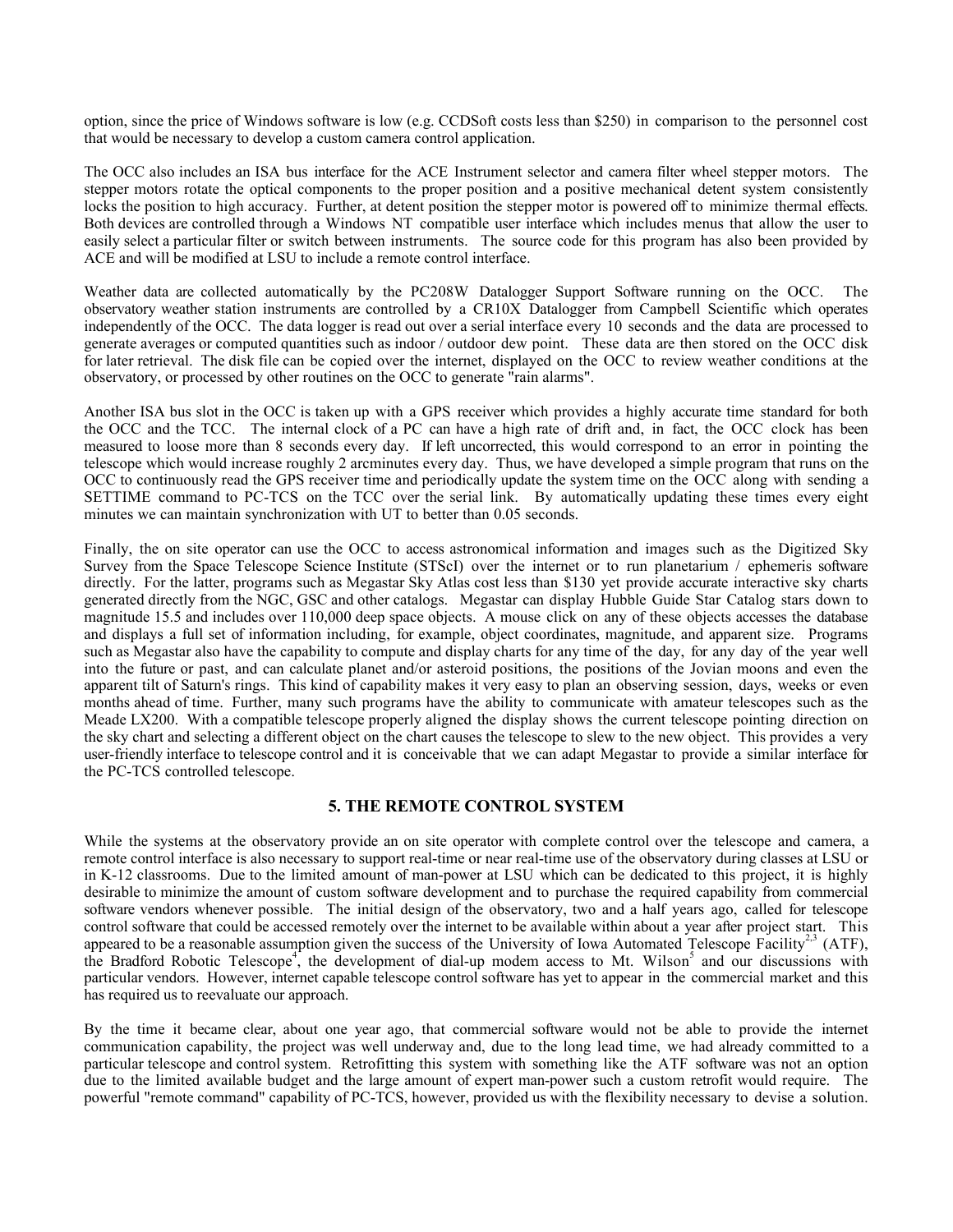option, since the price of Windows software is low (e.g. CCDSoft costs less than $250) in comparison to the personnel cost that would be necessary to develop a custom camera control application.

The OCC also includes an ISA bus interface for the ACE Instrument selector and camera filter wheel stepper motors. The stepper motors rotate the optical components to the proper position and a positive mechanical detent system consistently locks the position to high accuracy. Further, at detent position the stepper motor is powered off to minimize thermal effects. Both devices are controlled through a Windows NT compatible user interface which includes menus that allow the user to easily select a particular filter or switch between instruments. The source code for this program has also been provided by ACE and will be modified at LSU to include a remote control interface.

Weather data are collected automatically by the PC208W Datalogger Support Software running on the OCC. The observatory weather station instruments are controlled by a CR10X Datalogger from Campbell Scientific which operates independently of the OCC. The data logger is read out over a serial interface every 10 seconds and the data are processed to generate averages or computed quantities such as indoor / outdoor dew point. These data are then stored on the OCC disk for later retrieval. The disk file can be copied over the internet, displayed on the OCC to review weather conditions at the observatory, or processed by other routines on the OCC to generate "rain alarms".

Another ISA bus slot in the OCC is taken up with a GPS receiver which provides a highly accurate time standard for both the OCC and the TCC. The internal clock of a PC can have a high rate of drift and, in fact, the OCC clock has been measured to loose more than 8 seconds every day. If left uncorrected, this would correspond to an error in pointing the telescope which would increase roughly 2 arcminutes every day. Thus, we have developed a simple program that runs on the OCC to continuously read the GPS receiver time and periodically update the system time on the OCC along with sending a SETTIME command to PC-TCS on the TCC over the serial link. By automatically updating these times every eight minutes we can maintain synchronization with UT to better than 0.05 seconds.

Finally, the on site operator can use the OCC to access astronomical information and images such as the Digitized Sky Survey from the Space Telescope Science Institute (STScI) over the internet or to run planetarium / ephemeris software directly. For the latter, programs such as Megastar Sky Atlas cost less than $130 yet provide accurate interactive sky charts generated directly from the NGC, GSC and other catalogs. Megastar can display Hubble Guide Star Catalog stars down to magnitude 15.5 and includes over 110,000 deep space objects. A mouse click on any of these objects accesses the database and displays a full set of information including, for example, object coordinates, magnitude, and apparent size. Programs such as Megastar also have the capability to compute and display charts for any time of the day, for any day of the year well into the future or past, and can calculate planet and/or asteroid positions, the positions of the Jovian moons and even the apparent tilt of Saturn's rings. This kind of capability makes it very easy to plan an observing session, days, weeks or even months ahead of time. Further, many such programs have the ability to communicate with amateur telescopes such as the Meade LX200. With a compatible telescope properly aligned the display shows the current telescope pointing direction on the sky chart and selecting a different object on the chart causes the telescope to slew to the new object. This provides a very user-friendly interface to telescope control and it is conceivable that we can adapt Megastar to provide a similar interface for the PC-TCS controlled telescope.

## 5. THE REMOTE CONTROL SYSTEM

While the systems at the observatory provide an on site operator with complete control over the telescope and camera, a remote control interface is also necessary to support real-time or near real-time use of the observatory during classes at LSU or in K-12 classrooms. Due to the limited amount of man-power at LSU which can be dedicated to this project, it is highly desirable to minimize the amount of custom software development and to purchase the required capability from commercial software vendors whenever possible. The initial design of the observatory, two and a half years ago, called for telescope control software that could be accessed remotely over the internet to be available within about a year after project start. This appeared to be a reasonable assumption given the success of the University of Iowa Automated Telescope Facility[2,3] (ATF), the Bradford Robotic Telescope[4], the development of dial-up modem access to Mt. Wilson[5] and our discussions with particular vendors. However, internet capable telescope control software has yet to appear in the commercial market and this has required us to reevaluate our approach.

By the time it became clear, about one year ago, that commercial software would not be able to provide the internet communication capability, the project was well underway and, due to the long lead time, we had already committed to a particular telescope and control system. Retrofitting this system with something like the ATF software was not an option due to the limited available budget and the large amount of expert man-power such a custom retrofit would require. The powerful "remote command" capability of PC-TCS, however, provided us with the flexibility necessary to devise a solution.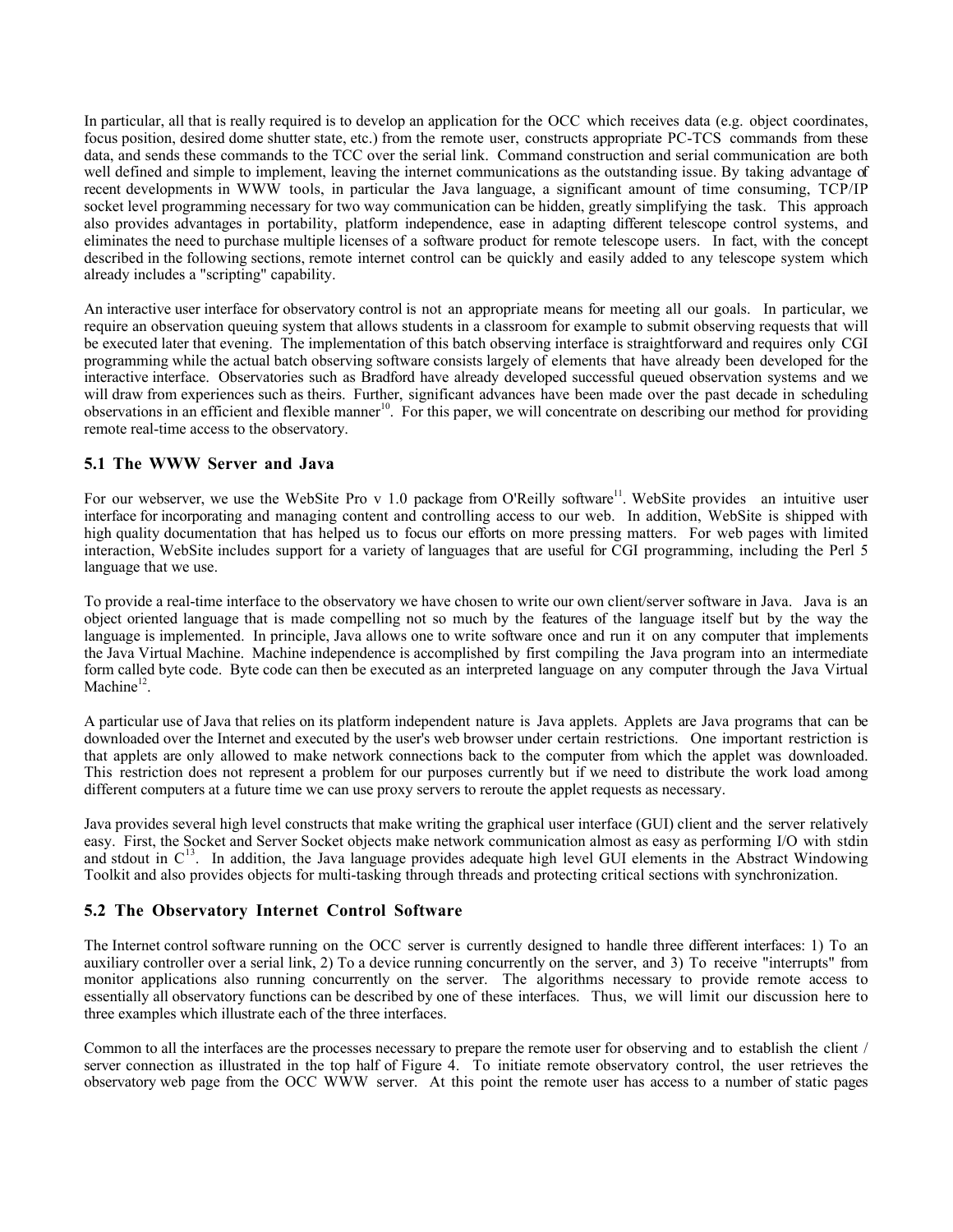In particular, all that is really required is to develop an application for the OCC which receives data (e.g. object coordinates, focus position, desired dome shutter state, etc.) from the remote user, constructs appropriate PC-TCS commands from these data, and sends these commands to the TCC over the serial link. Command construction and serial communication are both well defined and simple to implement, leaving the internet communications as the outstanding issue. By taking advantage of recent developments in WWW tools, in particular the Java language, a significant amount of time consuming, TCP/IP socket level programming necessary for two way communication can be hidden, greatly simplifying the task. This approach also provides advantages in portability, platform independence, ease in adapting different telescope control systems, and eliminates the need to purchase multiple licenses of a software product for remote telescope users. In fact, with the concept described in the following sections, remote internet control can be quickly and easily added to any telescope system which already includes a "scripting" capability.

An interactive user interface for observatory control is not an appropriate means for meeting all our goals. In particular, we require an observation queuing system that allows students in a classroom for example to submit observing requests that will be executed later that evening. The implementation of this batch observing interface is straightforward and requires only CGI programming while the actual batch observing software consists largely of elements that have already been developed for the interactive interface. Observatories such as Bradford have already developed successful queued observation systems and we will draw from experiences such as theirs. Further, significant advances have been made over the past decade in scheduling observations in an efficient and flexible manner[10]. For this paper, we will concentrate on describing our method for providing remote real-time access to the observatory.

### 5.1 The WWW Server and Java

For our webserver, we use the WebSite Pro v 1.0 package from O'Reilly software[11]. WebSite provides an intuitive user interface for incorporating and managing content and controlling access to our web. In addition, WebSite is shipped with high quality documentation that has helped us to focus our efforts on more pressing matters. For web pages with limited interaction, WebSite includes support for a variety of languages that are useful for CGI programming, including the Perl 5 language that we use.

To provide a real-time interface to the observatory we have chosen to write our own client/server software in Java. Java is an object oriented language that is made compelling not so much by the features of the language itself but by the way the language is implemented. In principle, Java allows one to write software once and run it on any computer that implements the Java Virtual Machine. Machine independence is accomplished by first compiling the Java program into an intermediate form called byte code. Byte code can then be executed as an interpreted language on any computer through the Java Virtual Machine[12].

A particular use of Java that relies on its platform independent nature is Java applets. Applets are Java programs that can be downloaded over the Internet and executed by the user's web browser under certain restrictions. One important restriction is that applets are only allowed to make network connections back to the computer from which the applet was downloaded. This restriction does not represent a problem for our purposes currently but if we need to distribute the work load among different computers at a future time we can use proxy servers to reroute the applet requests as necessary.

Java provides several high level constructs that make writing the graphical user interface (GUI) client and the server relatively easy. First, the Socket and Server Socket objects make network communication almost as easy as performing I/O with stdin and stdout in C[13]. In addition, the Java language provides adequate high level GUI elements in the Abstract Windowing Toolkit and also provides objects for multi-tasking through threads and protecting critical sections with synchronization.

### 5.2 The Observatory Internet Control Software

The Internet control software running on the OCC server is currently designed to handle three different interfaces: 1) To an auxiliary controller over a serial link, 2) To a device running concurrently on the server, and 3) To receive "interrupts" from monitor applications also running concurrently on the server. The algorithms necessary to provide remote access to essentially all observatory functions can be described by one of these interfaces. Thus, we will limit our discussion here to three examples which illustrate each of the three interfaces.

Common to all the interfaces are the processes necessary to prepare the remote user for observing and to establish the client / server connection as illustrated in the top half of Figure 4. To initiate remote observatory control, the user retrieves the observatory web page from the OCC WWW server. At this point the remote user has access to a number of static pages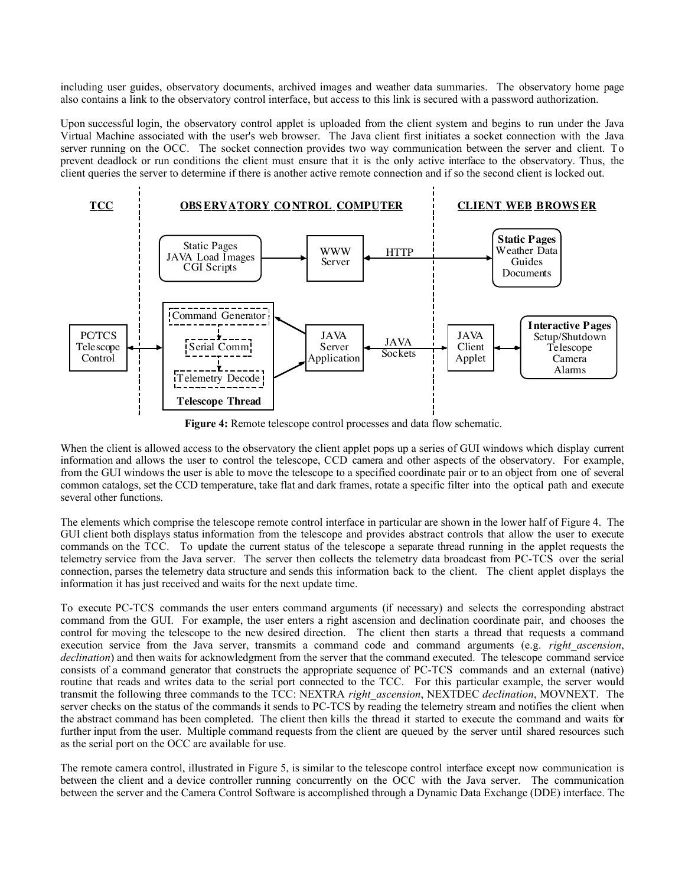including user guides, observatory documents, archived images and weather data summaries. The observatory home page also contains a link to the observatory control interface, but access to this link is secured with a password authorization.

Upon successful login, the observatory control applet is uploaded from the client system and begins to run under the Java Virtual Machine associated with the user's web browser. The Java client first initiates a socket connection with the Java server running on the OCC. The socket connection provides two way communication between the server and client. To prevent deadlock or run conditions the client must ensure that it is the only active interface to the observatory. Thus, the client queries the server to determine if there is another active remote connection and if so the second client is locked out.

**Figure 4:** Remote telescope control processes and data flow schematic.

When the client is allowed access to the observatory the client applet pops up a series of GUI windows which display current information and allows the user to control the telescope, CCD camera and other aspects of the observatory. For example, from the GUI windows the user is able to move the telescope to a specified coordinate pair or to an object from one of several common catalogs, set the CCD temperature, take flat and dark frames, rotate a specific filter into the optical path and execute several other functions.

The elements which comprise the telescope remote control interface in particular are shown in the lower half of Figure 4. The GUI client both displays status information from the telescope and provides abstract controls that allow the user to execute commands on the TCC. To update the current status of the telescope a separate thread running in the applet requests the telemetry service from the Java server. The server then collects the telemetry data broadcast from PC-TCS over the serial connection, parses the telemetry data structure and sends this information back to the client. The client applet displays the information it has just received and waits for the next update time.

To execute PC-TCS commands the user enters command arguments (if necessary) and selects the corresponding abstract command from the GUI. For example, the user enters a right ascension and declination coordinate pair, and chooses the control for moving the telescope to the new desired direction. The client then starts a thread that requests a command execution service from the Java server, transmits a command code and command arguments (e.g. *right_ascension*, *declination*) and then waits for acknowledgment from the server that the command executed. The telescope command service consists of a command generator that constructs the appropriate sequence of PC-TCS commands and an external (native) routine that reads and writes data to the serial port connected to the TCC. For this particular example, the server would transmit the following three commands to the TCC: NEXTRA *right_ascension*, NEXTDEC *declination*, MOVNEXT. The server checks on the status of the commands it sends to PC-TCS by reading the telemetry stream and notifies the client when the abstract command has been completed. The client then kills the thread it started to execute the command and waits for further input from the user. Multiple command requests from the client are queued by the server until shared resources such as the serial port on the OCC are available for use.

The remote camera control, illustrated in Figure 5, is similar to the telescope control interface except now communication is between the client and a device controller running concurrently on the OCC with the Java server. The communication between the server and the Camera Control Software is accomplished through a Dynamic Data Exchange (DDE) interface. The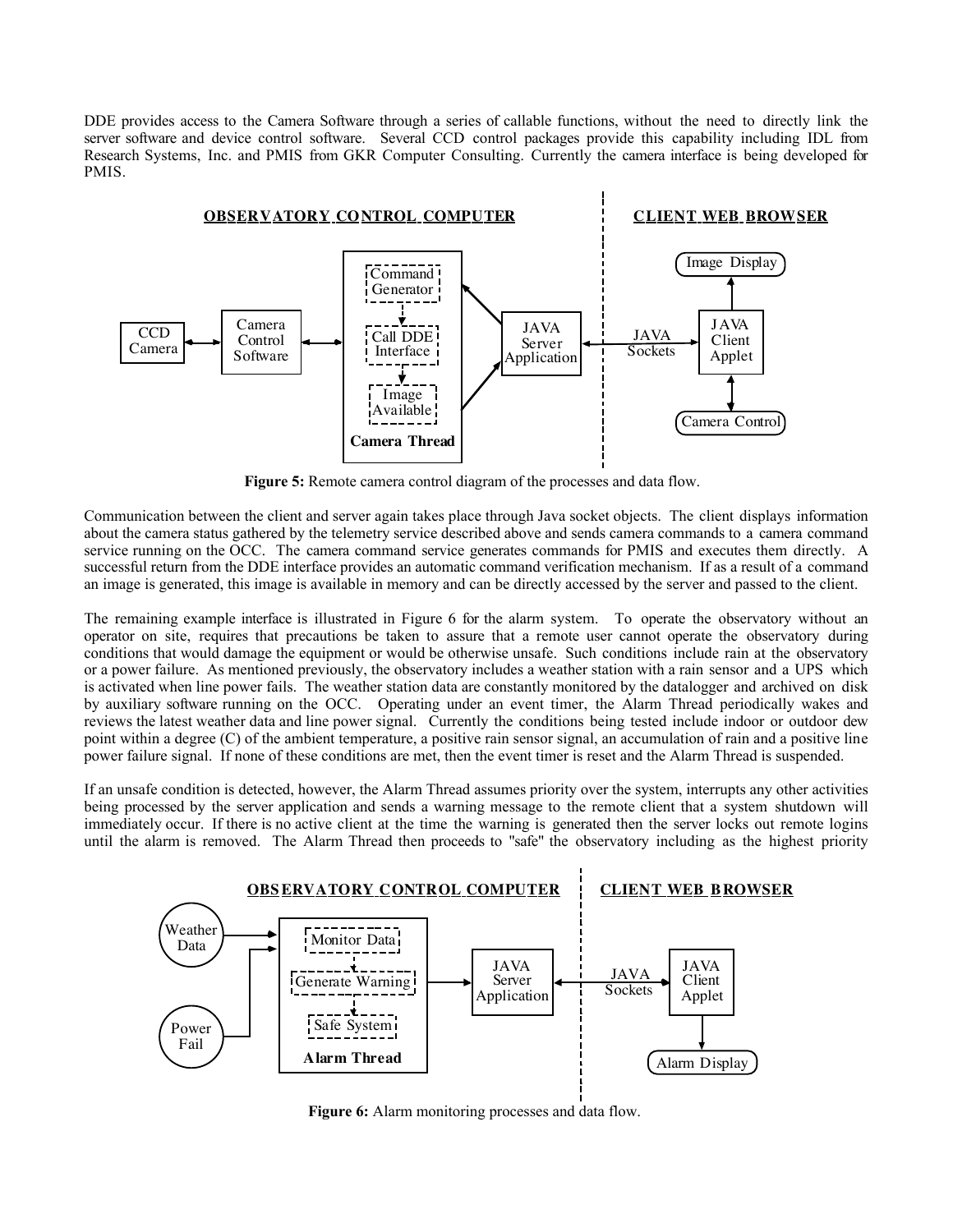DDE provides access to the Camera Software through a series of callable functions, without the need to directly link the server software and device control software. Several CCD control packages provide this capability including IDL from Research Systems, Inc. and PMIS from GKR Computer Consulting. Currently the camera interface is being developed for PMIS.

OBSERVATORY CONTROL COMPUTER

CLIENT WEB BROWSER

CCD Camera

Camera Control Software

Command Generator

Call DDE Interface

Image Available

Camera Thread

JAVA Server Application

JAVA Sockets

JAVA Client Applet

Image Display

Camera Control

**Figure 5:** Remote camera control diagram of the processes and data flow.

Communication between the client and server again takes place through Java socket objects. The client displays information about the camera status gathered by the telemetry service described above and sends camera commands to a camera command service running on the OCC. The camera command service generates commands for PMIS and executes them directly. A successful return from the DDE interface provides an automatic command verification mechanism. If as a result of a command an image is generated, this image is available in memory and can be directly accessed by the server and passed to the client.

The remaining example interface is illustrated in Figure 6 for the alarm system. To operate the observatory without an operator on site, requires that precautions be taken to assure that a remote user cannot operate the observatory during conditions that would damage the equipment or would be otherwise unsafe. Such conditions include rain at the observatory or a power failure. As mentioned previously, the observatory includes a weather station with a rain sensor and a UPS which is activated when line power fails. The weather station data are constantly monitored by the datalogger and archived on disk by auxiliary software running on the OCC. Operating under an event timer, the Alarm Thread periodically wakes and reviews the latest weather data and line power signal. Currently the conditions being tested include indoor or outdoor dew point within a degree (C) of the ambient temperature, a positive rain sensor signal, an accumulation of rain and a positive line power failure signal. If none of these conditions are met, then the event timer is reset and the Alarm Thread is suspended.

If an unsafe condition is detected, however, the Alarm Thread assumes priority over the system, interrupts any other activities being processed by the server application and sends a warning message to the remote client that a system shutdown will immediately occur. If there is no active client at the time the warning is generated then the server locks out remote logins until the alarm is removed. The Alarm Thread then proceeds to "safe" the observatory including as the highest priority

OBSERVATORY CONTROL COMPUTER

CLIENT WEB BROWSER

Weather Data

Power Fail

Monitor Data

Generate Warning

Safe System

Alarm Thread

JAVA Server Application

JAVA Sockets

JAVA Client Applet

Alarm Display

**Figure 6:** Alarm monitoring processes and data flow.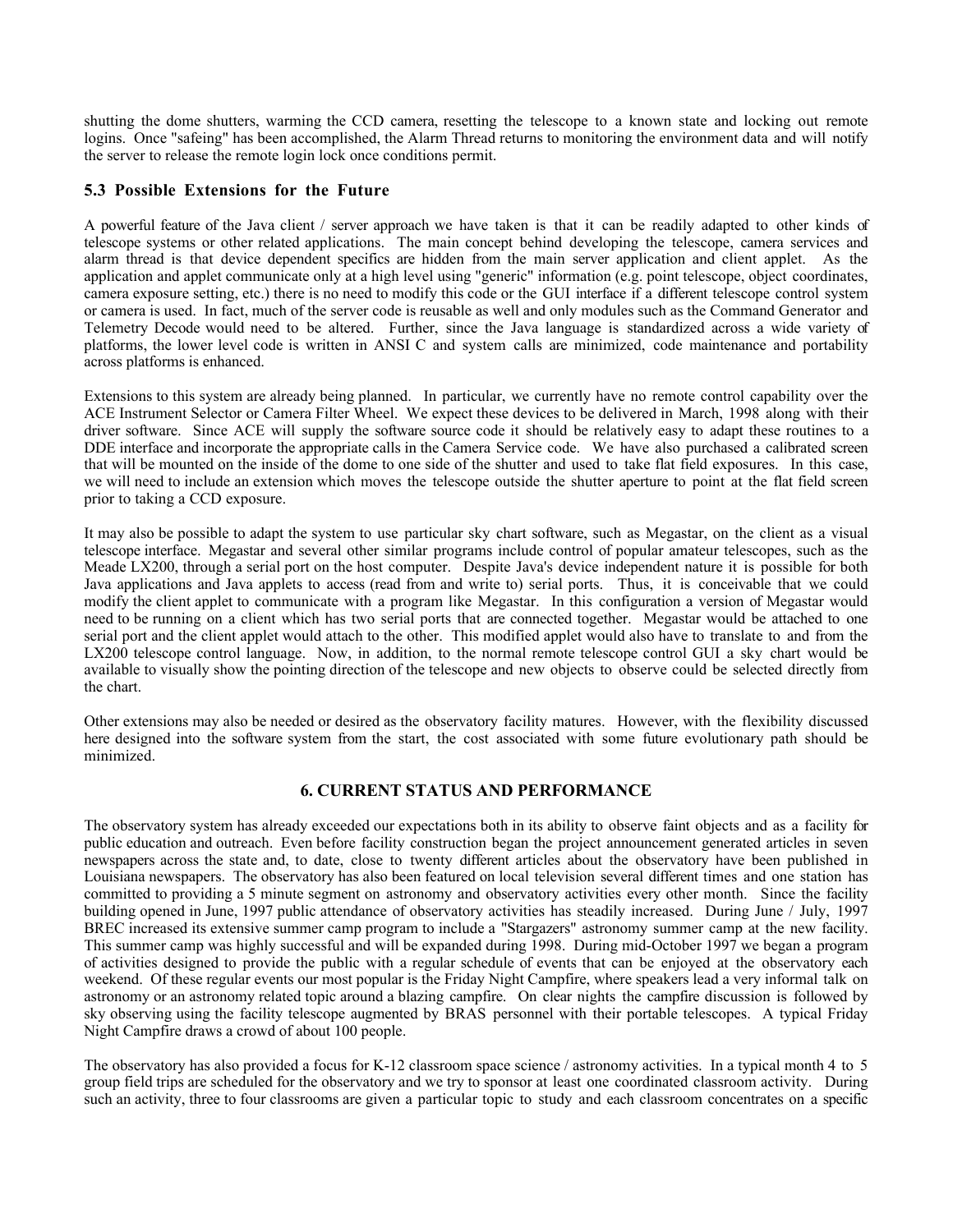shutting the dome shutters, warming the CCD camera, resetting the telescope to a known state and locking out remote logins. Once "safeing" has been accomplished, the Alarm Thread returns to monitoring the environment data and will notify the server to release the remote login lock once conditions permit.

### 5.3 Possible Extensions for the Future

A powerful feature of the Java client / server approach we have taken is that it can be readily adapted to other kinds of telescope systems or other related applications. The main concept behind developing the telescope, camera services and alarm thread is that device dependent specifics are hidden from the main server application and client applet. As the application and applet communicate only at a high level using "generic" information (e.g. point telescope, object coordinates, camera exposure setting, etc.) there is no need to modify this code or the GUI interface if a different telescope control system or camera is used. In fact, much of the server code is reusable as well and only modules such as the Command Generator and Telemetry Decode would need to be altered. Further, since the Java language is standardized across a wide variety of platforms, the lower level code is written in ANSI C and system calls are minimized, code maintenance and portability across platforms is enhanced.

Extensions to this system are already being planned. In particular, we currently have no remote control capability over the ACE Instrument Selector or Camera Filter Wheel. We expect these devices to be delivered in March, 1998 along with their driver software. Since ACE will supply the software source code it should be relatively easy to adapt these routines to a DDE interface and incorporate the appropriate calls in the Camera Service code. We have also purchased a calibrated screen that will be mounted on the inside of the dome to one side of the shutter and used to take flat field exposures. In this case, we will need to include an extension which moves the telescope outside the shutter aperture to point at the flat field screen prior to taking a CCD exposure.

It may also be possible to adapt the system to use particular sky chart software, such as Megastar, on the client as a visual telescope interface. Megastar and several other similar programs include control of popular amateur telescopes, such as the Meade LX200, through a serial port on the host computer. Despite Java's device independent nature it is possible for both Java applications and Java applets to access (read from and write to) serial ports. Thus, it is conceivable that we could modify the client applet to communicate with a program like Megastar. In this configuration a version of Megastar would need to be running on a client which has two serial ports that are connected together. Megastar would be attached to one serial port and the client applet would attach to the other. This modified applet would also have to translate to and from the LX200 telescope control language. Now, in addition, to the normal remote telescope control GUI a sky chart would be available to visually show the pointing direction of the telescope and new objects to observe could be selected directly from the chart.

Other extensions may also be needed or desired as the observatory facility matures. However, with the flexibility discussed here designed into the software system from the start, the cost associated with some future evolutionary path should be minimized.

## 6. CURRENT STATUS AND PERFORMANCE

The observatory system has already exceeded our expectations both in its ability to observe faint objects and as a facility for public education and outreach. Even before facility construction began the project announcement generated articles in seven newspapers across the state and, to date, close to twenty different articles about the observatory have been published in Louisiana newspapers. The observatory has also been featured on local television several different times and one station has committed to providing a 5 minute segment on astronomy and observatory activities every other month. Since the facility building opened in June, 1997 public attendance of observatory activities has steadily increased. During June / July, 1997 BREC increased its extensive summer camp program to include a "Stargazers" astronomy summer camp at the new facility. This summer camp was highly successful and will be expanded during 1998. During mid-October 1997 we began a program of activities designed to provide the public with a regular schedule of events that can be enjoyed at the observatory each weekend. Of these regular events our most popular is the Friday Night Campfire, where speakers lead a very informal talk on astronomy or an astronomy related topic around a blazing campfire. On clear nights the campfire discussion is followed by sky observing using the facility telescope augmented by BRAS personnel with their portable telescopes. A typical Friday Night Campfire draws a crowd of about 100 people.

The observatory has also provided a focus for K-12 classroom space science / astronomy activities. In a typical month 4 to 5 group field trips are scheduled for the observatory and we try to sponsor at least one coordinated classroom activity. During such an activity, three to four classrooms are given a particular topic to study and each classroom concentrates on a specific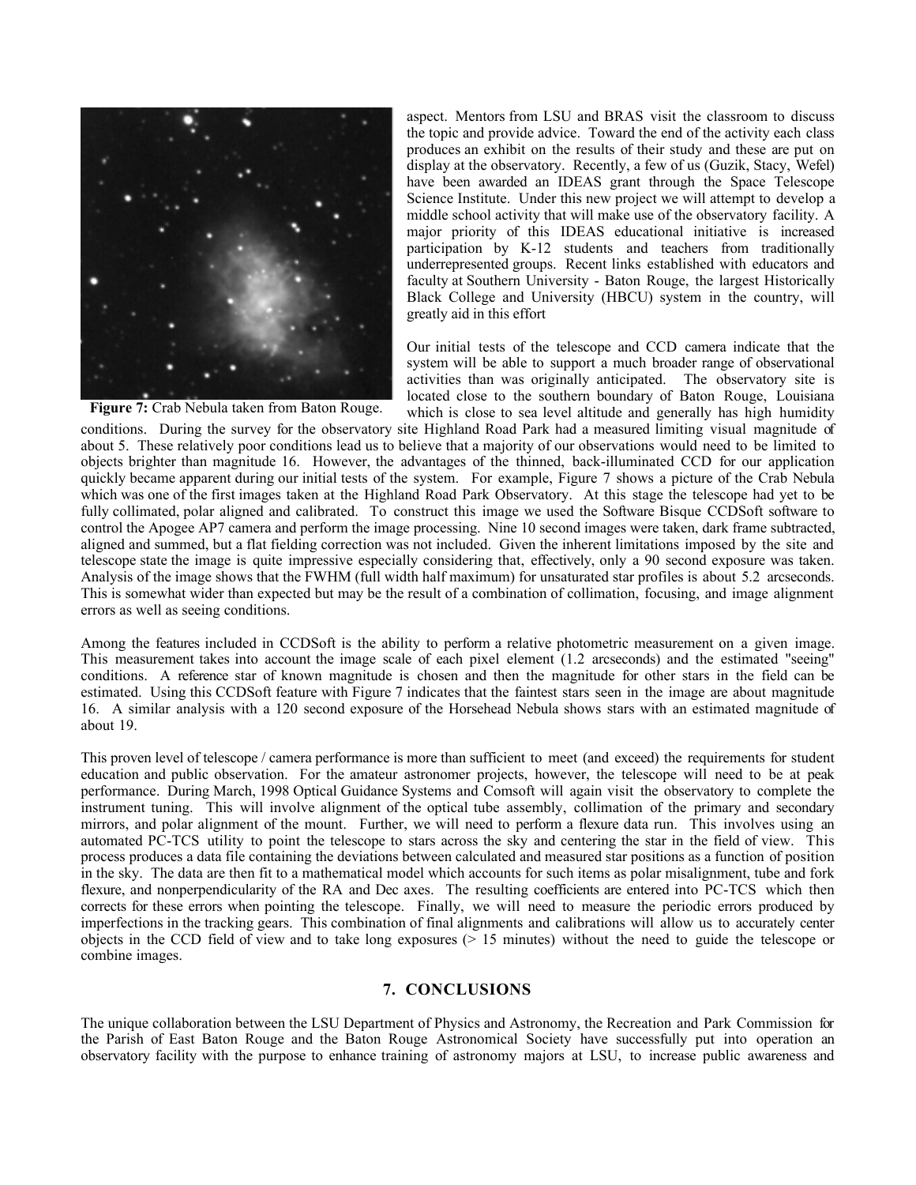**Figure 7:** Crab Nebula taken from Baton Rouge.

aspect. Mentors from LSU and BRAS visit the classroom to discuss the topic and provide advice. Toward the end of the activity each class produces an exhibit on the results of their study and these are put on display at the observatory. Recently, a few of us (Guzik, Stacy, Wefel) have been awarded an IDEAS grant through the Space Telescope Science Institute. Under this new project we will attempt to develop a middle school activity that will make use of the observatory facility. A major priority of this IDEAS educational initiative is increased participation by K-12 students and teachers from traditionally underrepresented groups. Recent links established with educators and faculty at Southern University - Baton Rouge, the largest Historically Black College and University (HBCU) system in the country, will greatly aid in this effort

Our initial tests of the telescope and CCD camera indicate that the system will be able to support a much broader range of observational activities than was originally anticipated. The observatory site is located close to the southern boundary of Baton Rouge, Louisiana which is close to sea level altitude and generally has high humidity conditions. During the survey for the observatory site Highland Road Park had a measured limiting visual magnitude of about 5. These relatively poor conditions lead us to believe that a majority of our observations would need to be limited to objects brighter than magnitude 16. However, the advantages of the thinned, back-illuminated CCD for our application quickly became apparent during our initial tests of the system. For example, Figure 7 shows a picture of the Crab Nebula which was one of the first images taken at the Highland Road Park Observatory. At this stage the telescope had yet to be fully collimated, polar aligned and calibrated. To construct this image we used the Software Bisque CCDSoft software to control the Apogee AP7 camera and perform the image processing. Nine 10 second images were taken, dark frame subtracted, aligned and summed, but a flat fielding correction was not included. Given the inherent limitations imposed by the site and telescope state the image is quite impressive especially considering that, effectively, only a 90 second exposure was taken. Analysis of the image shows that the FWHM (full width half maximum) for unsaturated star profiles is about 5.2 arcseconds. This is somewhat wider than expected but may be the result of a combination of collimation, focusing, and image alignment errors as well as seeing conditions.

Among the features included in CCDSoft is the ability to perform a relative photometric measurement on a given image. This measurement takes into account the image scale of each pixel element (1.2 arcseconds) and the estimated "seeing" conditions. A reference star of known magnitude is chosen and then the magnitude for other stars in the field can be estimated. Using this CCDSoft feature with Figure 7 indicates that the faintest stars seen in the image are about magnitude 16. A similar analysis with a 120 second exposure of the Horsehead Nebula shows stars with an estimated magnitude of about 19.

This proven level of telescope / camera performance is more than sufficient to meet (and exceed) the requirements for student education and public observation. For the amateur astronomer projects, however, the telescope will need to be at peak performance. During March, 1998 Optical Guidance Systems and Comsoft will again visit the observatory to complete the instrument tuning. This will involve alignment of the optical tube assembly, collimation of the primary and secondary mirrors, and polar alignment of the mount. Further, we will need to perform a flexure data run. This involves using an automated PC-TCS utility to point the telescope to stars across the sky and centering the star in the field of view. This process produces a data file containing the deviations between calculated and measured star positions as a function of position in the sky. The data are then fit to a mathematical model which accounts for such items as polar misalignment, tube and fork flexure, and nonperpendicularity of the RA and Dec axes. The resulting coefficients are entered into PC-TCS which then corrects for these errors when pointing the telescope. Finally, we will need to measure the periodic errors produced by imperfections in the tracking gears. This combination of final alignments and calibrations will allow us to accurately center objects in the CCD field of view and to take long exposures (> 15 minutes) without the need to guide the telescope or combine images.

## 7. CONCLUSIONS

The unique collaboration between the LSU Department of Physics and Astronomy, the Recreation and Park Commission for the Parish of East Baton Rouge and the Baton Rouge Astronomical Society have successfully put into operation an observatory facility with the purpose to enhance training of astronomy majors at LSU, to increase public awareness and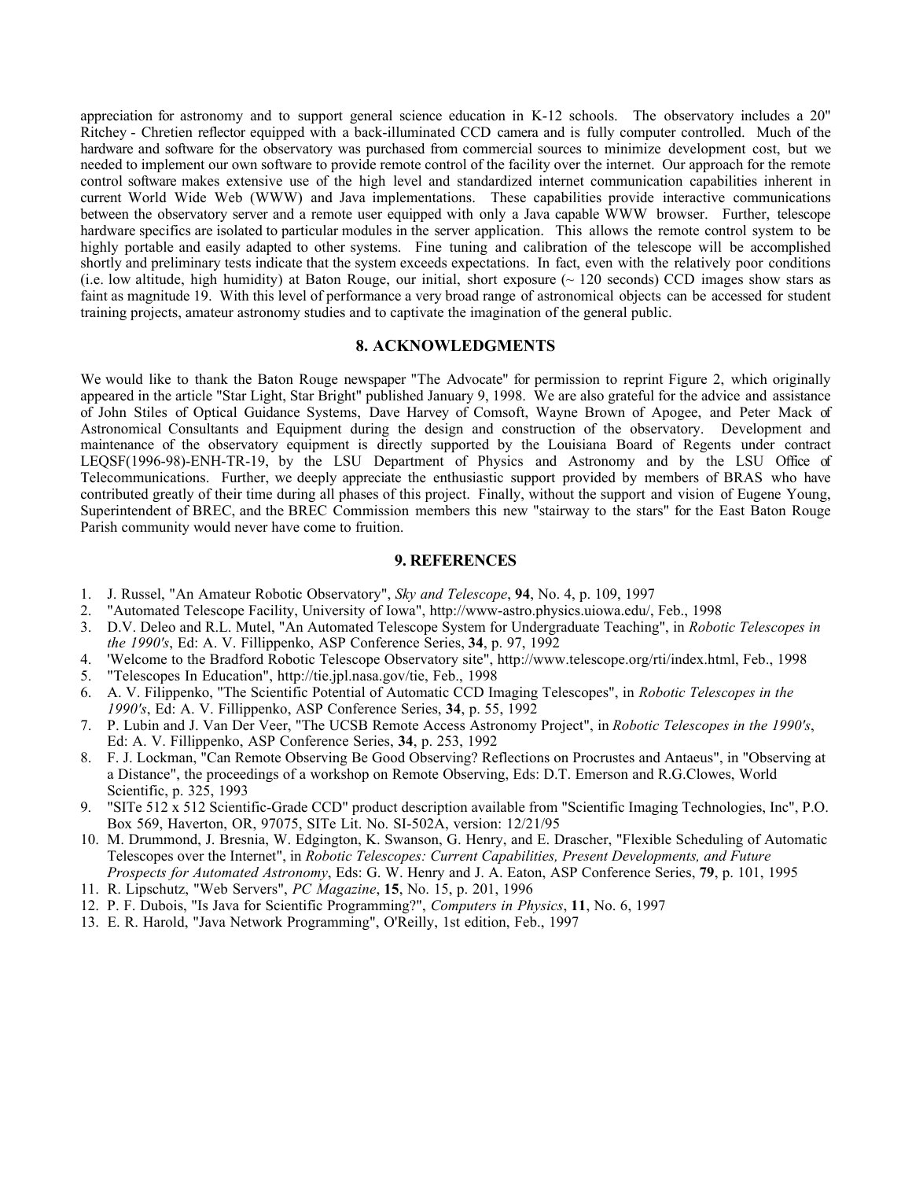appreciation for astronomy and to support general science education in K-12 schools. The observatory includes a 20" Ritchey - Chretien reflector equipped with a back-illuminated CCD camera and is fully computer controlled. Much of the hardware and software for the observatory was purchased from commercial sources to minimize development cost, but we needed to implement our own software to provide remote control of the facility over the internet. Our approach for the remote control software makes extensive use of the high level and standardized internet communication capabilities inherent in current World Wide Web (WWW) and Java implementations. These capabilities provide interactive communications between the observatory server and a remote user equipped with only a Java capable WWW browser. Further, telescope hardware specifics are isolated to particular modules in the server application. This allows the remote control system to be highly portable and easily adapted to other systems. Fine tuning and calibration of the telescope will be accomplished shortly and preliminary tests indicate that the system exceeds expectations. In fact, even with the relatively poor conditions (i.e. low altitude, high humidity) at Baton Rouge, our initial, short exposure (~ 120 seconds) CCD images show stars as faint as magnitude 19. With this level of performance a very broad range of astronomical objects can be accessed for student training projects, amateur astronomy studies and to captivate the imagination of the general public.

## 8. ACKNOWLEDGMENTS

We would like to thank the Baton Rouge newspaper "The Advocate" for permission to reprint Figure 2, which originally appeared in the article "Star Light, Star Bright" published January 9, 1998. We are also grateful for the advice and assistance of John Stiles of Optical Guidance Systems, Dave Harvey of Comsoft, Wayne Brown of Apogee, and Peter Mack of Astronomical Consultants and Equipment during the design and construction of the observatory. Development and maintenance of the observatory equipment is directly supported by the Louisiana Board of Regents under contract LEQSF(1996-98)-ENH-TR-19, by the LSU Department of Physics and Astronomy and by the LSU Office of Telecommunications. Further, we deeply appreciate the enthusiastic support provided by members of BRAS who have contributed greatly of their time during all phases of this project. Finally, without the support and vision of Eugene Young, Superintendent of BREC, and the BREC Commission members this new "stairway to the stars" for the East Baton Rouge Parish community would never have come to fruition.

## 9. REFERENCES

1. J. Russel, "An Amateur Robotic Observatory", *Sky and Telescope*, **94**, No. 4, p. 109, 1997
2. "Automated Telescope Facility, University of Iowa", http://www-astro.physics.uiowa.edu/, Feb., 1998
3. D.V. Deleo and R.L. Mutel, "An Automated Telescope System for Undergraduate Teaching", in *Robotic Telescopes in the 1990's*, Ed: A. V. Fillippenko, ASP Conference Series, **34**, p. 97, 1992
4. 'Welcome to the Bradford Robotic Telescope Observatory site", http://www.telescope.org/rti/index.html, Feb., 1998
5. "Telescopes In Education", http://tie.jpl.nasa.gov/tie, Feb., 1998
6. A. V. Filippenko, "The Scientific Potential of Automatic CCD Imaging Telescopes", in *Robotic Telescopes in the 1990's*, Ed: A. V. Fillippenko, ASP Conference Series, **34**, p. 55, 1992
7. P. Lubin and J. Van Der Veer, "The UCSB Remote Access Astronomy Project", in *Robotic Telescopes in the 1990's*, Ed: A. V. Fillippenko, ASP Conference Series, **34**, p. 253, 1992
8. F. J. Lockman, "Can Remote Observing Be Good Observing? Reflections on Procrustes and Antaeus", in "Observing at a Distance", the proceedings of a workshop on Remote Observing, Eds: D.T. Emerson and R.G.Clowes, World Scientific, p. 325, 1993
9. "SITe 512 x 512 Scientific-Grade CCD" product description available from "Scientific Imaging Technologies, Inc", P.O. Box 569, Haverton, OR, 97075, SITe Lit. No. SI-502A, version: 12/21/95
10. M. Drummond, J. Bresnia, W. Edgington, K. Swanson, G. Henry, and E. Drascher, "Flexible Scheduling of Automatic Telescopes over the Internet", in *Robotic Telescopes: Current Capabilities, Present Developments, and Future Prospects for Automated Astronomy*, Eds: G. W. Henry and J. A. Eaton, ASP Conference Series, **79**, p. 101, 1995
11. R. Lipschutz, "Web Servers", *PC Magazine*, **15**, No. 15, p. 201, 1996
12. P. F. Dubois, "Is Java for Scientific Programming?", *Computers in Physics*, **11**, No. 6, 1997
13. E. R. Harold, "Java Network Programming", O'Reilly, 1st edition, Feb., 1997